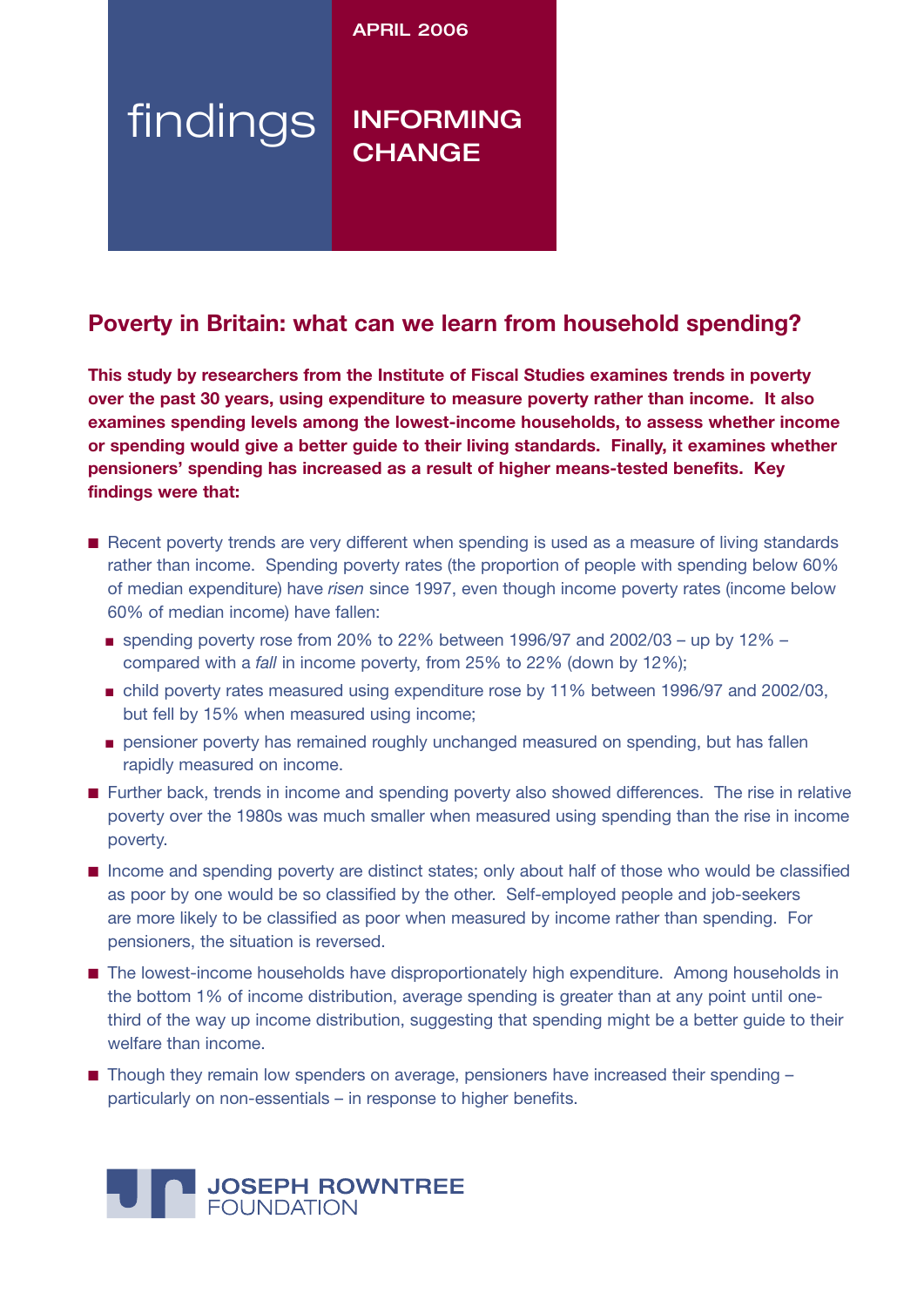APRIL 2006

findings

INFORMING CHANGE

## Poverty in Britain: what can we learn from household spending?

**This study by researchers from the Institute of Fiscal Studies examines trends in poverty over the past 30 years, using expenditure to measure poverty rather than income. It also examines spending levels among the lowest-income households, to assess whether income or spending would give a better guide to their living standards. Finally, it examines whether pensioners' spending has increased as a result of higher means-tested benefits. Key findings were that:**

- Recent poverty trends are very different when spending is used as a measure of living standards rather than income. Spending poverty rates (the proportion of people with spending below 60% of median expenditure) have *risen* since 1997, even though income poverty rates (income below 60% of median income) have fallen:
  - spending poverty rose from 20% to 22% between 1996/97 and 2002/03 – up by 12% – compared with a *fall* in income poverty, from 25% to 22% (down by 12%);
  - child poverty rates measured using expenditure rose by 11% between 1996/97 and 2002/03, but fell by 15% when measured using income;
  - pensioner poverty has remained roughly unchanged measured on spending, but has fallen rapidly measured on income.
- Further back, trends in income and spending poverty also showed differences. The rise in relative poverty over the 1980s was much smaller when measured using spending than the rise in income poverty.
- Income and spending poverty are distinct states; only about half of those who would be classified as poor by one would be so classified by the other. Self-employed people and job-seekers are more likely to be classified as poor when measured by income rather than spending. For pensioners, the situation is reversed.
- The lowest-income households have disproportionately high expenditure. Among households in the bottom 1% of income distribution, average spending is greater than at any point until one-third of the way up income distribution, suggesting that spending might be a better guide to their welfare than income.
- Though they remain low spenders on average, pensioners have increased their spending – particularly on non-essentials – in response to higher benefits.

JOSEPH ROWNTREE FOUNDATION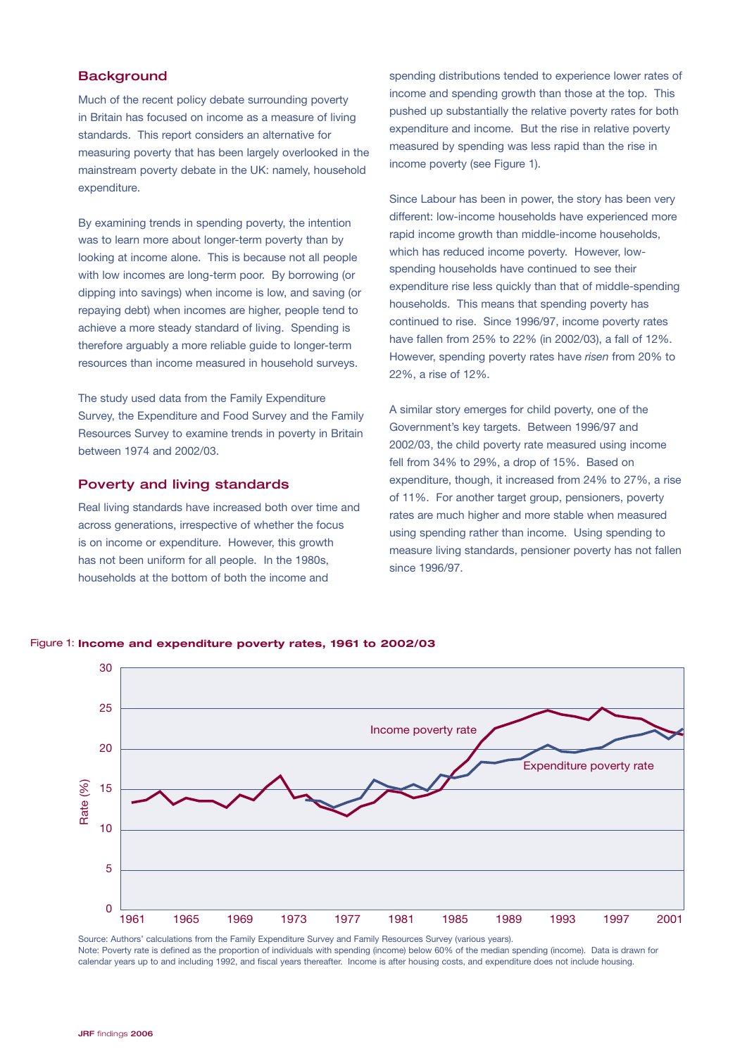## Background

Much of the recent policy debate surrounding poverty in Britain has focused on income as a measure of living standards. This report considers an alternative for measuring poverty that has been largely overlooked in the mainstream poverty debate in the UK: namely, household expenditure.

By examining trends in spending poverty, the intention was to learn more about longer-term poverty than by looking at income alone. This is because not all people with low incomes are long-term poor. By borrowing (or dipping into savings) when income is low, and saving (or repaying debt) when incomes are higher, people tend to achieve a more steady standard of living. Spending is therefore arguably a more reliable guide to longer-term resources than income measured in household surveys.

The study used data from the Family Expenditure Survey, the Expenditure and Food Survey and the Family Resources Survey to examine trends in poverty in Britain between 1974 and 2002/03.

## Poverty and living standards

Real living standards have increased both over time and across generations, irrespective of whether the focus is on income or expenditure. However, this growth has not been uniform for all people. In the 1980s, households at the bottom of both the income and spending distributions tended to experience lower rates of income and spending growth than those at the top. This pushed up substantially the relative poverty rates for both expenditure and income. But the rise in relative poverty measured by spending was less rapid than the rise in income poverty (see Figure 1).

Since Labour has been in power, the story has been very different: low-income households have experienced more rapid income growth than middle-income households, which has reduced income poverty. However, low-spending households have continued to see their expenditure rise less quickly than that of middle-spending households. This means that spending poverty has continued to rise. Since 1996/97, income poverty rates have fallen from 25% to 22% (in 2002/03), a fall of 12%. However, spending poverty rates have *risen* from 20% to 22%, a rise of 12%.

A similar story emerges for child poverty, one of the Government's key targets. Between 1996/97 and 2002/03, the child poverty rate measured using income fell from 34% to 29%, a drop of 15%. Based on expenditure, though, it increased from 24% to 27%, a rise of 11%. For another target group, pensioners, poverty rates are much higher and more stable when measured using spending rather than income. Using spending to measure living standards, pensioner poverty has not fallen since 1996/97.

Figure 1: **Income and expenditure poverty rates, 1961 to 2002/03**

Rate (%)
30
25
20
15
10
5
0
1961 1965 1969 1973 1977 1981 1985 1989 1993 1997 2001
Income poverty rate
Expenditure poverty rate

Source: Authors' calculations from the Family Expenditure Survey and Family Resources Survey (various years).
Note: Poverty rate is defined as the proportion of individuals with spending (income) below 60% of the median spending (income). Data is drawn for calendar years up to and including 1992, and fiscal years thereafter. Income is after housing costs, and expenditure does not include housing.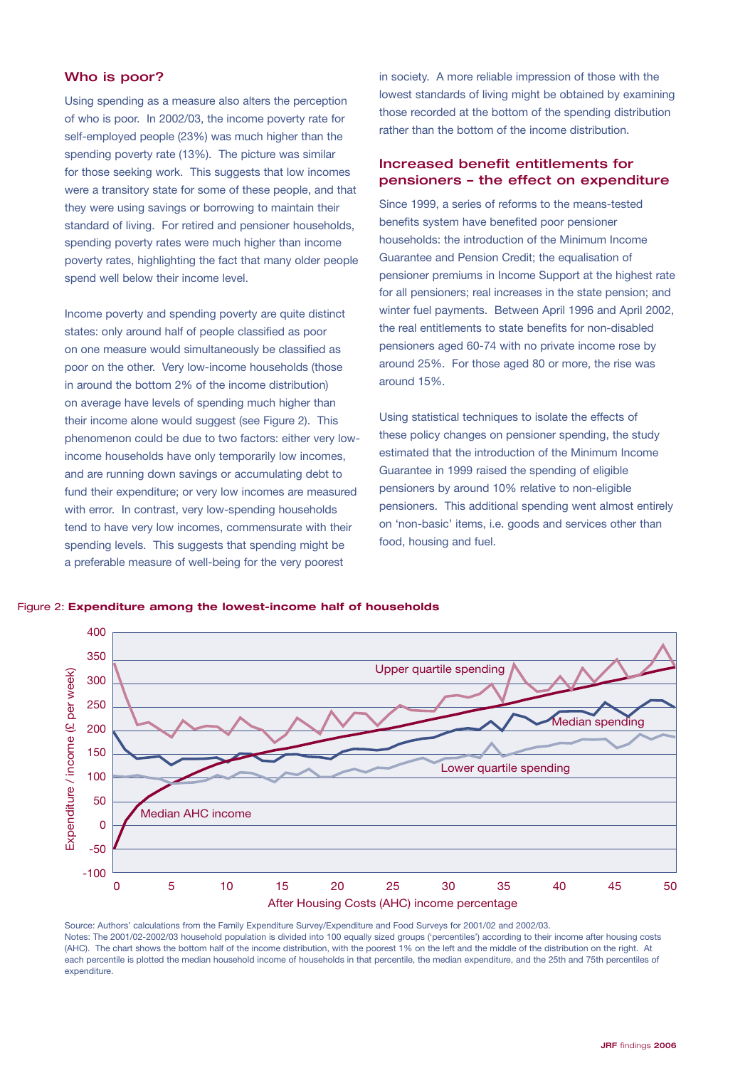## Who is poor?

Using spending as a measure also alters the perception of who is poor. In 2002/03, the income poverty rate for self-employed people (23%) was much higher than the spending poverty rate (13%). The picture was similar for those seeking work. This suggests that low incomes were a transitory state for some of these people, and that they were using savings or borrowing to maintain their standard of living. For retired and pensioner households, spending poverty rates were much higher than income poverty rates, highlighting the fact that many older people spend well below their income level.

Income poverty and spending poverty are quite distinct states: only around half of people classified as poor on one measure would simultaneously be classified as poor on the other. Very low-income households (those in around the bottom 2% of the income distribution) on average have levels of spending much higher than their income alone would suggest (see Figure 2). This phenomenon could be due to two factors: either very low-income households have only temporarily low incomes, and are running down savings or accumulating debt to fund their expenditure; or very low incomes are measured with error. In contrast, very low-spending households tend to have very low incomes, commensurate with their spending levels. This suggests that spending might be a preferable measure of well-being for the very poorest in society. A more reliable impression of those with the lowest standards of living might be obtained by examining those recorded at the bottom of the spending distribution rather than the bottom of the income distribution.

## Increased benefit entitlements for pensioners – the effect on expenditure

Since 1999, a series of reforms to the means-tested benefits system have benefited poor pensioner households: the introduction of the Minimum Income Guarantee and Pension Credit; the equalisation of pensioner premiums in Income Support at the highest rate for all pensioners; real increases in the state pension; and winter fuel payments. Between April 1996 and April 2002, the real entitlements to state benefits for non-disabled pensioners aged 60-74 with no private income rose by around 25%. For those aged 80 or more, the rise was around 15%.

Using statistical techniques to isolate the effects of these policy changes on pensioner spending, the study estimated that the introduction of the Minimum Income Guarantee in 1999 raised the spending of eligible pensioners by around 10% relative to non-eligible pensioners. This additional spending went almost entirely on 'non-basic' items, i.e. goods and services other than food, housing and fuel.

Figure 2: **Expenditure among the lowest-income half of households**

Expenditure / income (£ per week)
400
350
300
250
200
150
100
50
0
-50
-100

0 5 10 15 20 25 30 35 40 45 50
After Housing Costs (AHC) income percentage

Upper quartile spending
Median spending
Lower quartile spending
Median AHC income

Source: Authors' calculations from the Family Expenditure Survey/Expenditure and Food Surveys for 2001/02 and 2002/03.
Notes: The 2001/02-2002/03 household population is divided into 100 equally sized groups ('percentiles') according to their income after housing costs (AHC). The chart shows the bottom half of the income distribution, with the poorest 1% on the left and the middle of the distribution on the right. At each percentile is plotted the median household income of households in that percentile, the median expenditure, and the 25th and 75th percentiles of expenditure.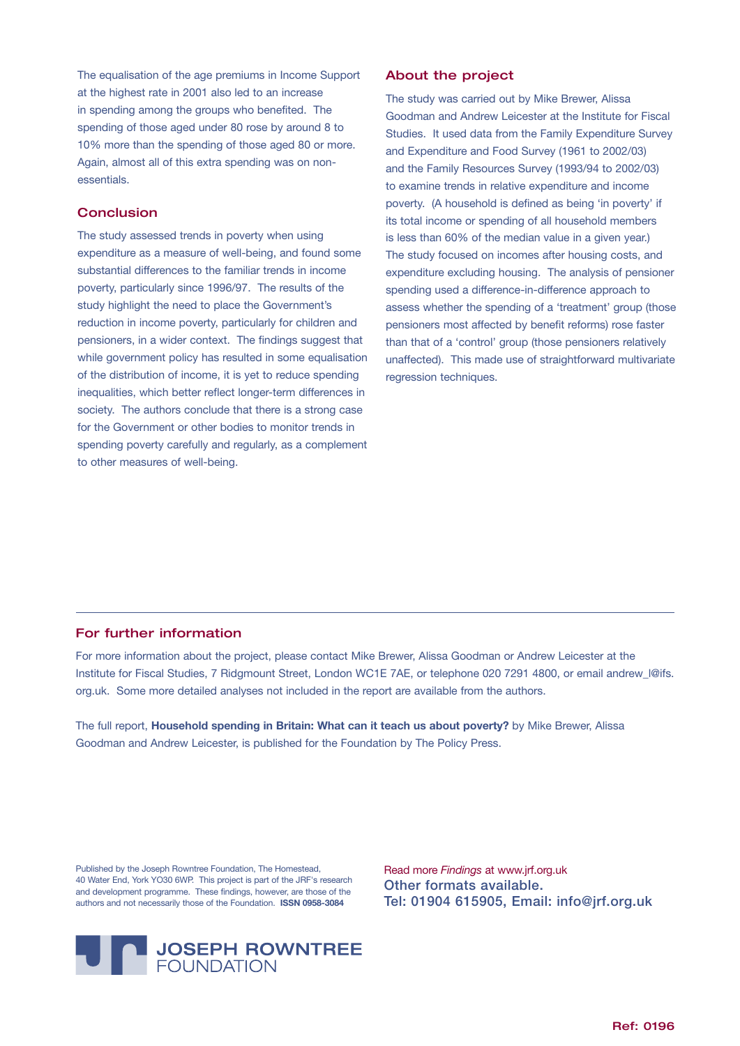The equalisation of the age premiums in Income Support at the highest rate in 2001 also led to an increase in spending among the groups who benefited. The spending of those aged under 80 rose by around 8 to 10% more than the spending of those aged 80 or more. Again, almost all of this extra spending was on non-essentials.

## Conclusion

The study assessed trends in poverty when using expenditure as a measure of well-being, and found some substantial differences to the familiar trends in income poverty, particularly since 1996/97. The results of the study highlight the need to place the Government's reduction in income poverty, particularly for children and pensioners, in a wider context. The findings suggest that while government policy has resulted in some equalisation of the distribution of income, it is yet to reduce spending inequalities, which better reflect longer-term differences in society. The authors conclude that there is a strong case for the Government or other bodies to monitor trends in spending poverty carefully and regularly, as a complement to other measures of well-being.

## About the project

The study was carried out by Mike Brewer, Alissa Goodman and Andrew Leicester at the Institute for Fiscal Studies. It used data from the Family Expenditure Survey and Expenditure and Food Survey (1961 to 2002/03) and the Family Resources Survey (1993/94 to 2002/03) to examine trends in relative expenditure and income poverty. (A household is defined as being 'in poverty' if its total income or spending of all household members is less than 60% of the median value in a given year.) The study focused on incomes after housing costs, and expenditure excluding housing. The analysis of pensioner spending used a difference-in-difference approach to assess whether the spending of a 'treatment' group (those pensioners most affected by benefit reforms) rose faster than that of a 'control' group (those pensioners relatively unaffected). This made use of straightforward multivariate regression techniques.

## For further information

For more information about the project, please contact Mike Brewer, Alissa Goodman or Andrew Leicester at the Institute for Fiscal Studies, 7 Ridgmount Street, London WC1E 7AE, or telephone 020 7291 4800, or email andrew_l@ifs.org.uk. Some more detailed analyses not included in the report are available from the authors.

The full report, **Household spending in Britain: What can it teach us about poverty?** by Mike Brewer, Alissa Goodman and Andrew Leicester, is published for the Foundation by The Policy Press.

Published by the Joseph Rowntree Foundation, The Homestead, 40 Water End, York YO30 6WP. This project is part of the JRF's research and development programme. These findings, however, are those of the authors and not necessarily those of the Foundation. **ISSN 0958-3084**

Read more *Findings* at www.jrf.org.uk
Other formats available.
Tel: 01904 615905, Email: info@jrf.org.uk

JOSEPH ROWNTREE FOUNDATION

Ref: 0196